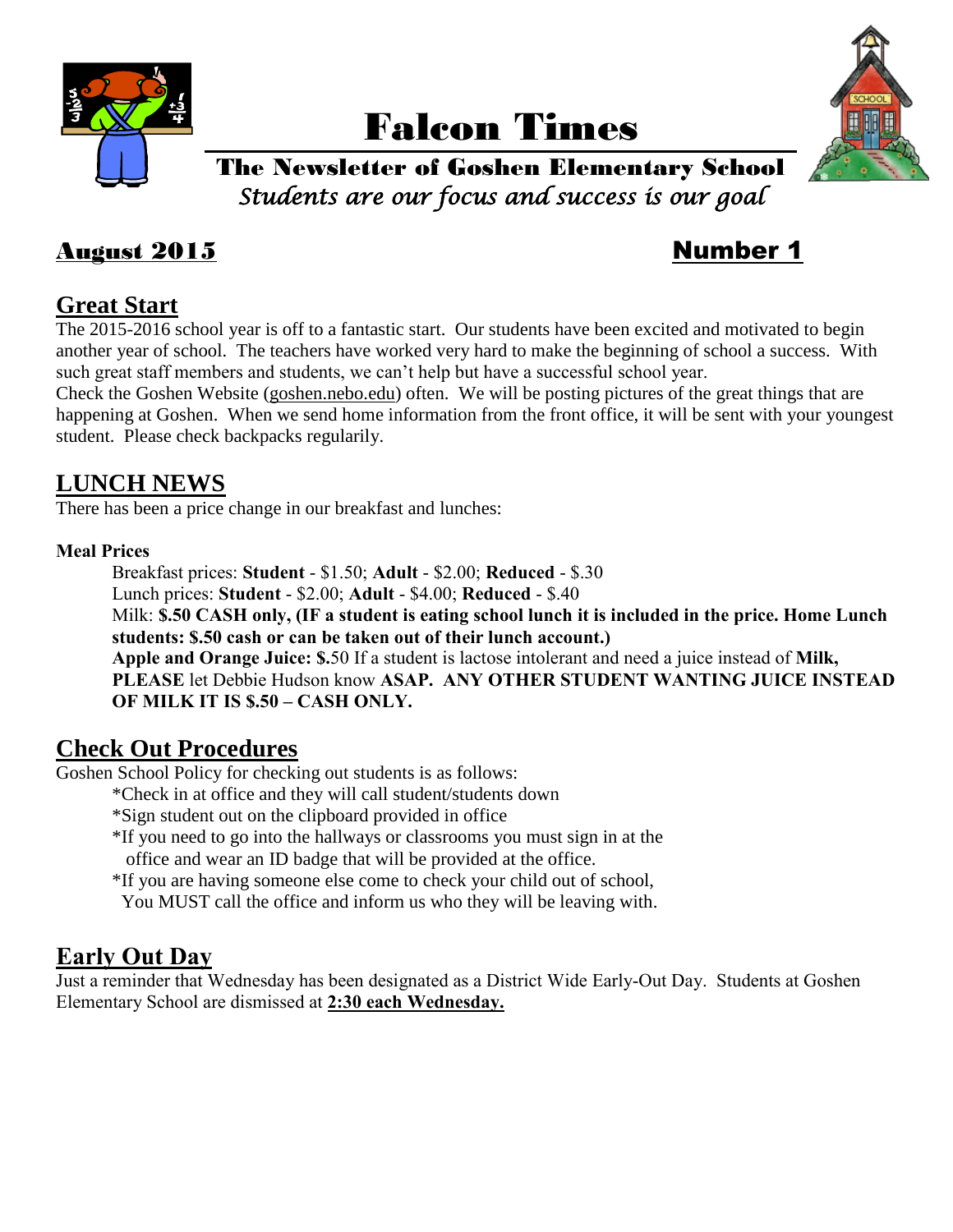# Falcon Times

**The Newsletter of Goshen Elementary School**

*Students are our focus and success is our goal*

**August 2015** **Number 1**

## Great Start

The 2015-2016 school year is off to a fantastic start. Our students have been excited and motivated to begin another year of school. The teachers have worked very hard to make the beginning of school a success. With such great staff members and students, we can't help but have a successful school year.

Check the Goshen Website (goshen.nebo.edu) often. We will be posting pictures of the great things that are happening at Goshen. When we send home information from the front office, it will be sent with your youngest student. Please check backpacks regularly.

## LUNCH NEWS

There has been a price change in our breakfast and lunches:

**Meal Prices**

Breakfast prices: **Student** - $1.50; **Adult** - $2.00; **Reduced** - $.30

Lunch prices: **Student** - $2.00; **Adult** - $4.00; **Reduced** - $.40

Milk: **$.50 CASH only, (IF a student is eating school lunch it is included in the price. Home Lunch students: $.50 cash or can be taken out of their lunch account.)**

**Apple and Orange Juice: $.**50 If a student is lactose intolerant and need a juice instead of **Milk, PLEASE** let Debbie Hudson know **ASAP. ANY OTHER STUDENT WANTING JUICE INSTEAD OF MILK IT IS $.50 – CASH ONLY.**

## Check Out Procedures

Goshen School Policy for checking out students is as follows:

- *Check in at office and they will call student/students down
- *Sign student out on the clipboard provided in office
- *If you need to go into the hallways or classrooms you must sign in at the office and wear an ID badge that will be provided at the office.
- *If you are having someone else come to check your child out of school, You MUST call the office and inform us who they will be leaving with.

## Early Out Day

Just a reminder that Wednesday has been designated as a District Wide Early-Out Day. Students at Goshen Elementary School are dismissed at **2:30 each Wednesday.**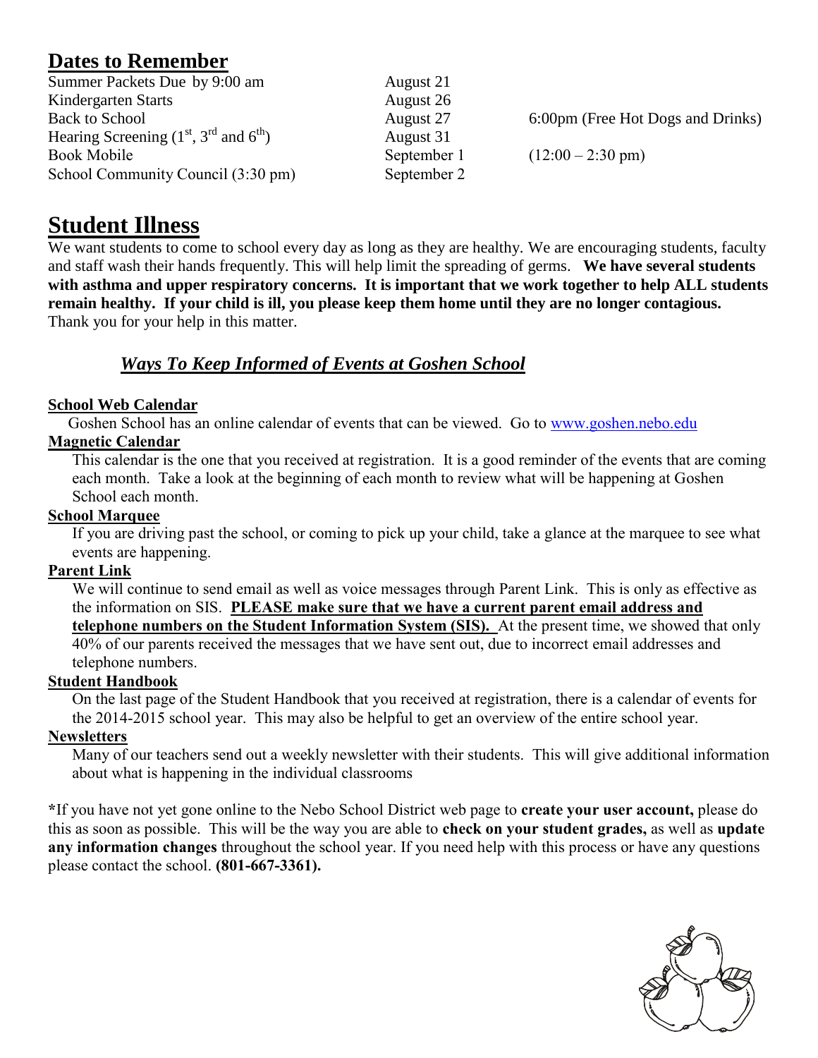## Dates to Remember

| | | |
|---|---|---|
| Summer Packets Due by 9:00 am | August 21 | |
| Kindergarten Starts | August 26 | |
| Back to School | August 27 | 6:00pm (Free Hot Dogs and Drinks) |
| Hearing Screening (1st, 3rd and 6th) | August 31 | |
| Book Mobile | September 1 | (12:00 – 2:30 pm) |
| School Community Council (3:30 pm) | September 2 | |

# Student Illness

We want students to come to school every day as long as they are healthy. We are encouraging students, faculty and staff wash their hands frequently. This will help limit the spreading of germs. **We have several students with asthma and upper respiratory concerns. It is important that we work together to help ALL students remain healthy. If your child is ill, you please keep them home until they are no longer contagious.** Thank you for your help in this matter.

### ***Ways To Keep Informed of Events at Goshen School***

**School Web Calendar**

Goshen School has an online calendar of events that can be viewed. Go to www.goshen.nebo.edu

**Magnetic Calendar**

This calendar is the one that you received at registration. It is a good reminder of the events that are coming each month. Take a look at the beginning of each month to review what will be happening at Goshen School each month.

**School Marquee**

If you are driving past the school, or coming to pick up your child, take a glance at the marquee to see what events are happening.

**Parent Link**

We will continue to send email as well as voice messages through Parent Link. This is only as effective as the information on SIS. **PLEASE make sure that we have a current parent email address and telephone numbers on the Student Information System (SIS).** At the present time, we showed that only 40% of our parents received the messages that we have sent out, due to incorrect email addresses and telephone numbers.

**Student Handbook**

On the last page of the Student Handbook that you received at registration, there is a calendar of events for the 2014-2015 school year. This may also be helpful to get an overview of the entire school year.

**Newsletters**

Many of our teachers send out a weekly newsletter with their students. This will give additional information about what is happening in the individual classrooms

**\***If you have not yet gone online to the Nebo School District web page to **create your user account,** please do this as soon as possible. This will be the way you are able to **check on your student grades,** as well as **update any information changes** throughout the school year. If you need help with this process or have any questions please contact the school. **(801-667-3361).**